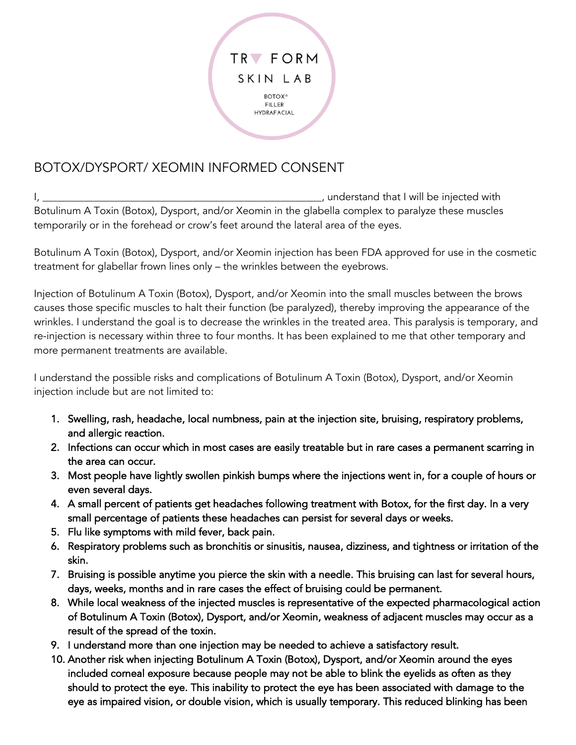TR▼ FORM

SKIN LAB

BOTOX®
FILLER
HYDRAFACIAL

# BOTOX/DYSPORT/ XEOMIN INFORMED CONSENT

I, ______________________________________________________, understand that I will be injected with Botulinum A Toxin (Botox), Dysport, and/or Xeomin in the glabella complex to paralyze these muscles temporarily or in the forehead or crow's feet around the lateral area of the eyes.

Botulinum A Toxin (Botox), Dysport, and/or Xeomin injection has been FDA approved for use in the cosmetic treatment for glabellar frown lines only – the wrinkles between the eyebrows.

Injection of Botulinum A Toxin (Botox), Dysport, and/or Xeomin into the small muscles between the brows causes those specific muscles to halt their function (be paralyzed), thereby improving the appearance of the wrinkles. I understand the goal is to decrease the wrinkles in the treated area. This paralysis is temporary, and re-injection is necessary within three to four months. It has been explained to me that other temporary and more permanent treatments are available.

I understand the possible risks and complications of Botulinum A Toxin (Botox), Dysport, and/or Xeomin injection include but are not limited to:

1. Swelling, rash, headache, local numbness, pain at the injection site, bruising, respiratory problems, and allergic reaction.
2. Infections can occur which in most cases are easily treatable but in rare cases a permanent scarring in the area can occur.
3. Most people have lightly swollen pinkish bumps where the injections went in, for a couple of hours or even several days.
4. A small percent of patients get headaches following treatment with Botox, for the first day. In a very small percentage of patients these headaches can persist for several days or weeks.
5. Flu like symptoms with mild fever, back pain.
6. Respiratory problems such as bronchitis or sinusitis, nausea, dizziness, and tightness or irritation of the skin.
7. Bruising is possible anytime you pierce the skin with a needle. This bruising can last for several hours, days, weeks, months and in rare cases the effect of bruising could be permanent.
8. While local weakness of the injected muscles is representative of the expected pharmacological action of Botulinum A Toxin (Botox), Dysport, and/or Xeomin, weakness of adjacent muscles may occur as a result of the spread of the toxin.
9. I understand more than one injection may be needed to achieve a satisfactory result.
10. Another risk when injecting Botulinum A Toxin (Botox), Dysport, and/or Xeomin around the eyes included corneal exposure because people may not be able to blink the eyelids as often as they should to protect the eye. This inability to protect the eye has been associated with damage to the eye as impaired vision, or double vision, which is usually temporary. This reduced blinking has been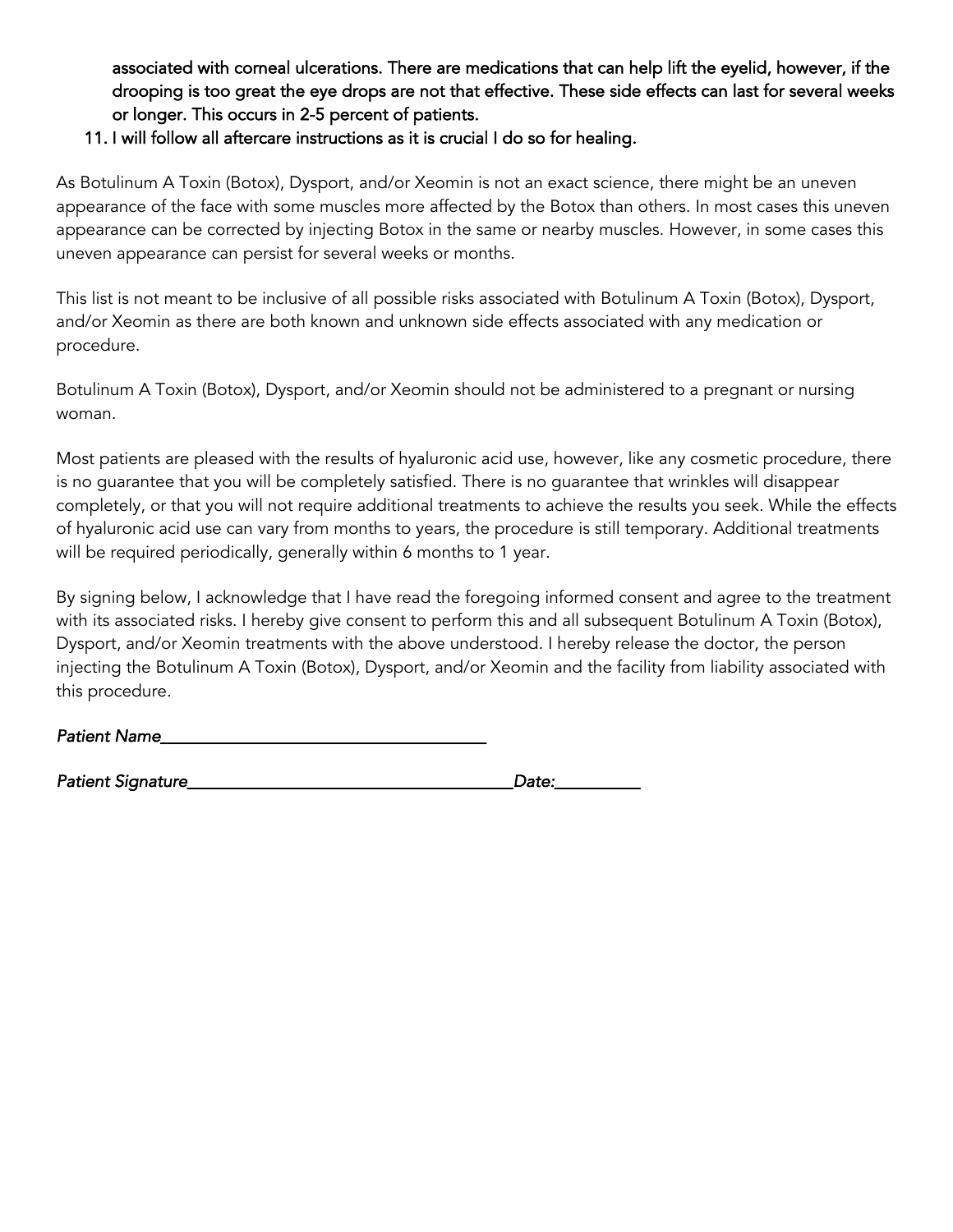associated with corneal ulcerations. There are medications that can help lift the eyelid, however, if the drooping is too great the eye drops are not that effective. These side effects can last for several weeks or longer. This occurs in 2-5 percent of patients.

11. I will follow all aftercare instructions as it is crucial I do so for healing.

As Botulinum A Toxin (Botox), Dysport, and/or Xeomin is not an exact science, there might be an uneven appearance of the face with some muscles more affected by the Botox than others. In most cases this uneven appearance can be corrected by injecting Botox in the same or nearby muscles. However, in some cases this uneven appearance can persist for several weeks or months.

This list is not meant to be inclusive of all possible risks associated with Botulinum A Toxin (Botox), Dysport, and/or Xeomin as there are both known and unknown side effects associated with any medication or procedure.

Botulinum A Toxin (Botox), Dysport, and/or Xeomin should not be administered to a pregnant or nursing woman.

Most patients are pleased with the results of hyaluronic acid use, however, like any cosmetic procedure, there is no guarantee that you will be completely satisfied. There is no guarantee that wrinkles will disappear completely, or that you will not require additional treatments to achieve the results you seek. While the effects of hyaluronic acid use can vary from months to years, the procedure is still temporary. Additional treatments will be required periodically, generally within 6 months to 1 year.

By signing below, I acknowledge that I have read the foregoing informed consent and agree to the treatment with its associated risks. I hereby give consent to perform this and all subsequent Botulinum A Toxin (Botox), Dysport, and/or Xeomin treatments with the above understood. I hereby release the doctor, the person injecting the Botulinum A Toxin (Botox), Dysport, and/or Xeomin and the facility from liability associated with this procedure.

*Patient Name*\_\_\_\_\_\_\_\_\_\_\_\_\_\_\_\_\_\_\_\_\_\_\_\_\_\_\_\_\_\_\_\_\_\_\_\_

*Patient Signature*\_\_\_\_\_\_\_\_\_\_\_\_\_\_\_\_\_\_\_\_\_\_\_\_\_\_\_\_\_\_\_\_\_\_\_\_ *Date:*\_\_\_\_\_\_\_\_\_\_